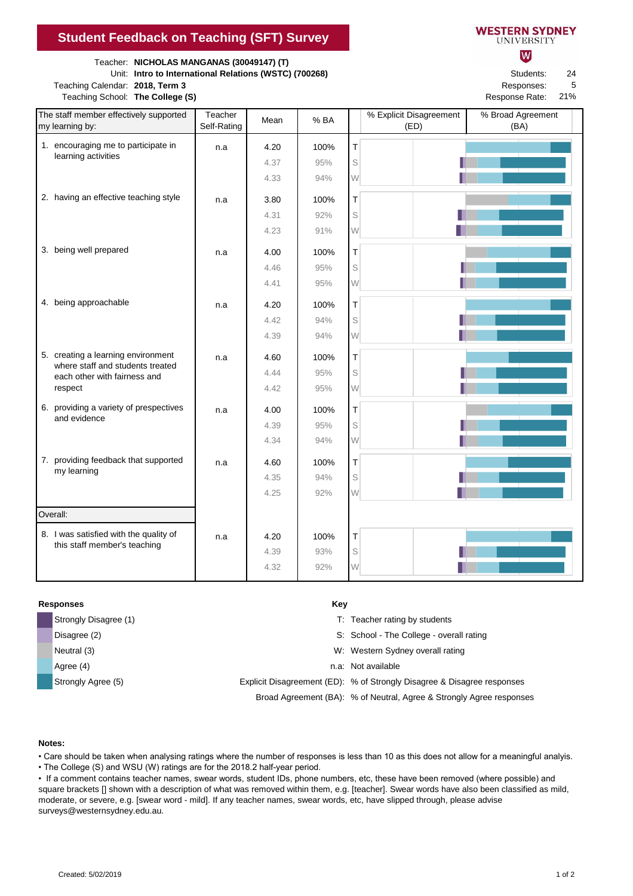# Student Feedback on Teaching (SFT) Survey

WESTERN SYDNEY UNIVERSITY

Teacher: **NICHOLAS MANGANAS (30049147) (T)**
Unit: **Intro to International Relations (WSTC) (700268)**
Teaching Calendar: **2018, Term 3**
Teaching School: **The College (S)**

Students: 24
Responses: 5
Response Rate: 21%

| The staff member effectively supported my learning by: | Teacher Self-Rating | Mean | % BA | | % Explicit Disagreement (ED) | % Broad Agreement (BA) |
|---|---|---|---|---|---|---|
| 1. encouraging me to participate in learning activities | n.a | 4.20 | 100% | T | | |
| | | 4.37 | 95% | S | | |
| | | 4.33 | 94% | W | | |
| 2. having an effective teaching style | n.a | 3.80 | 100% | T | | |
| | | 4.31 | 92% | S | | |
| | | 4.23 | 91% | W | | |
| 3. being well prepared | n.a | 4.00 | 100% | T | | |
| | | 4.46 | 95% | S | | |
| | | 4.41 | 95% | W | | |
| 4. being approachable | n.a | 4.20 | 100% | T | | |
| | | 4.42 | 94% | S | | |
| | | 4.39 | 94% | W | | |
| 5. creating a learning environment where staff and students treated each other with fairness and respect | n.a | 4.60 | 100% | T | | |
| | | 4.44 | 95% | S | | |
| | | 4.42 | 95% | W | | |
| 6. providing a variety of prespectives and evidence | n.a | 4.00 | 100% | T | | |
| | | 4.39 | 95% | S | | |
| | | 4.34 | 94% | W | | |
| 7. providing feedback that supported my learning | n.a | 4.60 | 100% | T | | |
| | | 4.35 | 94% | S | | |
| | | 4.25 | 92% | W | | |
| **Overall:** | | | | | | |
| 8. I was satisfied with the quality of this staff member's teaching | n.a | 4.20 | 100% | T | | |
| | | 4.39 | 93% | S | | |
| | | 4.32 | 92% | W | | |

**Responses**

- Strongly Disagree (1)
- Disagree (2)
- Neutral (3)
- Agree (4)
- Strongly Agree (5)

**Key**

- T: Teacher rating by students
- S: School - The College - overall rating
- W: Western Sydney overall rating
- n.a: Not available
- Explicit Disagreement (ED): % of Strongly Disagree & Disagree responses
- Broad Agreement (BA): % of Neutral, Agree & Strongly Agree responses

**Notes:**

- Care should be taken when analysing ratings where the number of responses is less than 10 as this does not allow for a meaningful analyis.
- The College (S) and WSU (W) ratings are for the 2018.2 half-year period.
- If a comment contains teacher names, swear words, student IDs, phone numbers, etc, these have been removed (where possible) and square brackets [] shown with a description of what was removed within them, e.g. [teacher]. Swear words have also been classified as mild, moderate, or severe, e.g. [swear word - mild]. If any teacher names, swear words, etc, have slipped through, please advise surveys@westernsydney.edu.au.

Created: 5/02/2019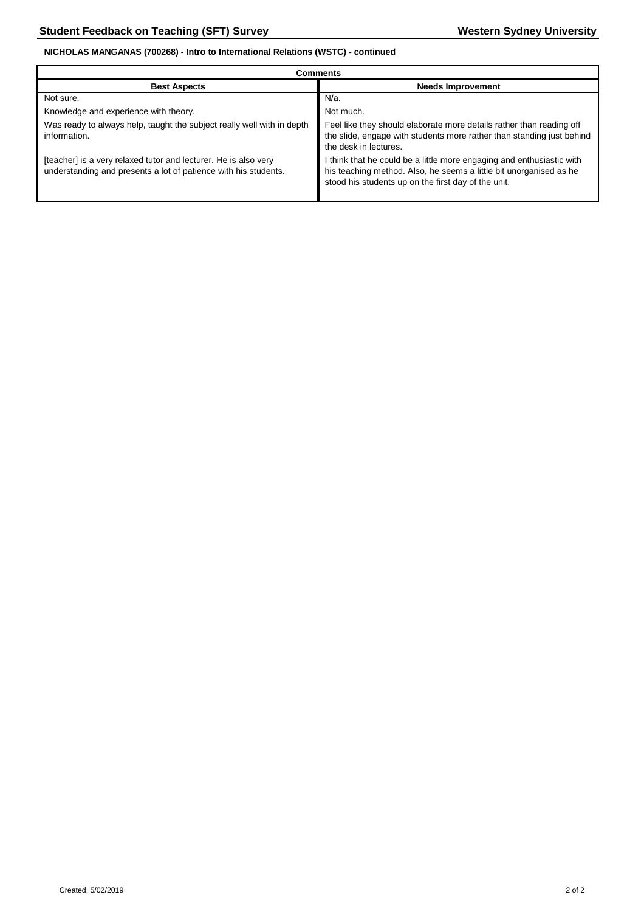**NICHOLAS MANGANAS (700268) - Intro to International Relations (WSTC) - continued**

| Comments | |
|---|---|
| **Best Aspects** | **Needs Improvement** |
| Not sure. | N/a. |
| Knowledge and experience with theory. | Not much. |
| Was ready to always help, taught the subject really well with in depth information. | Feel like they should elaborate more details rather than reading off the slide, engage with students more rather than standing just behind the desk in lectures. |
| [teacher] is a very relaxed tutor and lecturer. He is also very understanding and presents a lot of patience with his students. | I think that he could be a little more engaging and enthusiastic with his teaching method. Also, he seems a little bit unorganised as he stood his students up on the first day of the unit. |

Created: 5/02/2019